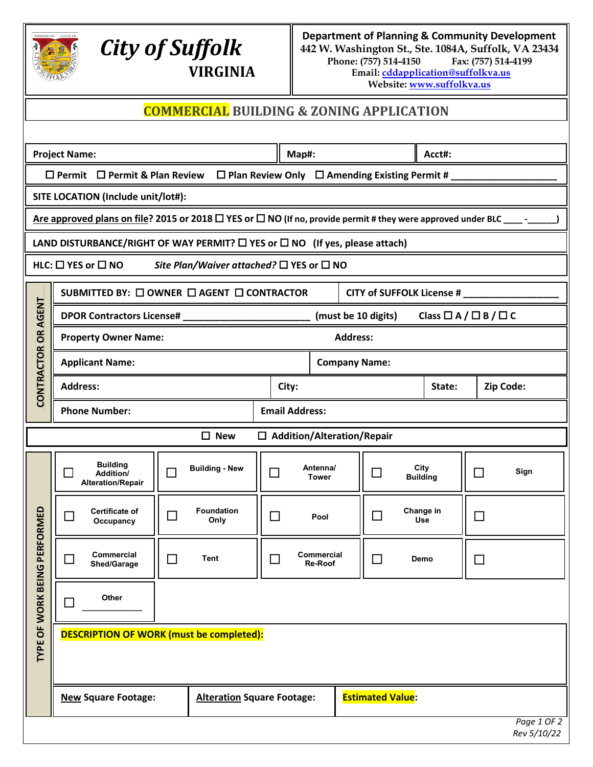# City of Suffolk
## VIRGINIA

**Department of Planning & Community Development**
442 W. Washington St., Ste. 1084A, Suffolk, VA 23434
Phone: (757) 514-4150 Fax: (757) 514-4199
Email: cddapplication@suffolkva.us
Website: www.suffolkva.us

## COMMERCIAL BUILDING & ZONING APPLICATION

| Project Name: | Map#: | Acct#: |
|---|---|---|

☐ Permit ☐ Permit & Plan Review ☐ Plan Review Only ☐ Amending Existing Permit # ____________________

**SITE LOCATION (Include unit/lot#):**

**Are approved plans on file? 2015 or 2018 ☐ YES or ☐ NO** (If no, provide permit # they were approved under BLC ____ -______)

**LAND DISTURBANCE/RIGHT OF WAY PERMIT? ☐ YES or ☐ NO (If yes, please attach)**

**HLC: ☐ YES or ☐ NO** *Site Plan/Waiver attached?* **☐ YES or ☐ NO**

### CONTRACTOR OR AGENT

**SUBMITTED BY: ☐ OWNER ☐ AGENT ☐ CONTRACTOR** **CITY of SUFFOLK License # __________________**

**DPOR Contractors License# ________________________ (must be 10 digits) Class ☐ A / ☐ B / ☐ C**

| Property Owner Name: | | Address: | |
|---|---|---|---|
| Applicant Name: | | Company Name: | |
| Address: | City: | State: | Zip Code: |
| Phone Number: | | Email Address: | |

☐ New ☐ Addition/Alteration/Repair

### TYPE OF WORK BEING PERFORMED

| | | | | |
|---|---|---|---|---|
| ☐ Building Addition/ Alteration/Repair | ☐ Building - New | ☐ Antenna/ Tower | ☐ City Building | ☐ Sign |
| ☐ Certificate of Occupancy | ☐ Foundation Only | ☐ Pool | ☐ Change in Use | ☐ |
| ☐ Commercial Shed/Garage | ☐ Tent | ☐ Commercial Re-Roof | ☐ Demo | ☐ |
| ☐ Other ____________ | | | | |

**DESCRIPTION OF WORK (must be completed):**

| New Square Footage: | Alteration Square Footage: | Estimated Value: |
|---|---|---|

*Rev 5/10/22*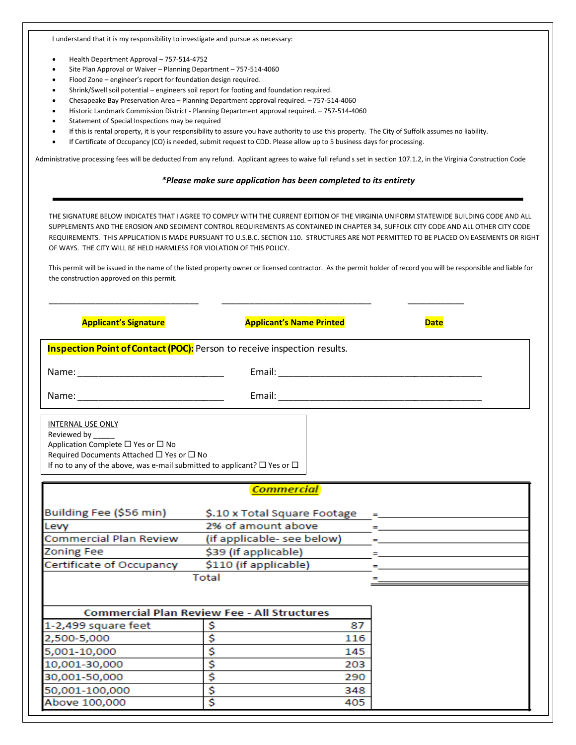I understand that it is my responsibility to investigate and pursue as necessary:

- Health Department Approval – 757-514-4752
- Site Plan Approval or Waiver – Planning Department – 757-514-4060
- Flood Zone – engineer's report for foundation design required.
- Shrink/Swell soil potential – engineers soil report for footing and foundation required.
- Chesapeake Bay Preservation Area – Planning Department approval required. – 757-514-4060
- Historic Landmark Commission District - Planning Department approval required. – 757-514-4060
- Statement of Special Inspections may be required
- If this is rental property, it is your responsibility to assure you have authority to use this property. The City of Suffolk assumes no liability.
- If Certificate of Occupancy (CO) is needed, submit request to CDD. Please allow up to 5 business days for processing.

Administrative processing fees will be deducted from any refund. Applicant agrees to waive full refund s set in section 107.1.2, in the Virginia Construction Code

***Please make sure application has been completed to its entirety***

---

THE SIGNATURE BELOW INDICATES THAT I AGREE TO COMPLY WITH THE CURRENT EDITION OF THE VIRGINIA UNIFORM STATEWIDE BUILDING CODE AND ALL SUPPLEMENTS AND THE EROSION AND SEDIMENT CONTROL REQUIREMENTS AS CONTAINED IN CHAPTER 34, SUFFOLK CITY CODE AND ALL OTHER CITY CODE REQUIREMENTS. THIS APPLICATION IS MADE PURSUANT TO U.S.B.C. SECTION 110. STRUCTURES ARE NOT PERMITTED TO BE PLACED ON EASEMENTS OR RIGHT OF WAYS. THE CITY WILL BE HELD HARMLESS FOR VIOLATION OF THIS POLICY.

This permit will be issued in the name of the listed property owner or licensed contractor. As the permit holder of record you will be responsible and liable for the construction approved on this permit.

\_\_\_\_\_\_\_\_\_\_\_\_\_\_\_\_\_\_\_\_\_\_\_\_\_\_\_\_ \_\_\_\_\_\_\_\_\_\_\_\_\_\_\_\_\_\_\_\_\_\_\_\_\_\_\_\_ \_\_\_\_\_\_\_\_\_\_\_\_

**Applicant's Signature** **Applicant's Name Printed** **Date**

**Inspection Point of Contact (POC):** Person to receive inspection results.

Name: \_\_\_\_\_\_\_\_\_\_\_\_\_\_\_\_\_\_\_\_\_\_\_\_\_\_ Email: \_\_\_\_\_\_\_\_\_\_\_\_\_\_\_\_\_\_\_\_\_\_\_\_\_\_\_\_\_\_\_\_\_\_\_\_

Name: \_\_\_\_\_\_\_\_\_\_\_\_\_\_\_\_\_\_\_\_\_\_\_\_\_\_ Email: \_\_\_\_\_\_\_\_\_\_\_\_\_\_\_\_\_\_\_\_\_\_\_\_\_\_\_\_\_\_\_\_\_\_\_\_

INTERNAL USE ONLY
Reviewed by \_\_\_\_\_
Application Complete ☐ Yes or ☐ No
Required Documents Attached ☐ Yes or ☐ No
If no to any of the above, was e-mail submitted to applicant? ☐ Yes or ☐

## Commercial

| | | |
|---|---|---|
| Building Fee ($56 min) | $.10 x Total Square Footage | =\_\_\_\_\_\_\_\_\_\_ |
| Levy | 2% of amount above | =\_\_\_\_\_\_\_\_\_\_ |
| Commercial Plan Review | (if applicable- see below) | =\_\_\_\_\_\_\_\_\_\_ |
| Zoning Fee | $39 (if applicable) | =\_\_\_\_\_\_\_\_\_\_ |
| Certificate of Occupancy | $110 (if applicable) | =\_\_\_\_\_\_\_\_\_\_ |
| | Total | =\_\_\_\_\_\_\_\_\_\_ |

| Commercial Plan Review Fee - All Structures | |
|---|---|
| 1-2,499 square feet | $ 87 |
| 2,500-5,000 | $ 116 |
| 5,001-10,000 | $ 145 |
| 10,001-30,000 | $ 203 |
| 30,001-50,000 | $ 290 |
| 50,001-100,000 | $ 348 |
| Above 100,000 | $ 405 |